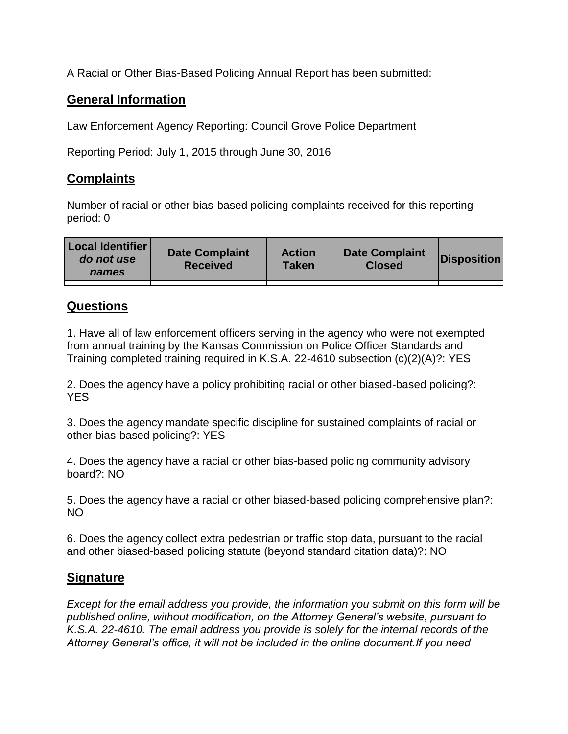A Racial or Other Bias-Based Policing Annual Report has been submitted:

## General Information

Law Enforcement Agency Reporting: Council Grove Police Department

Reporting Period: July 1, 2015 through June 30, 2016

## Complaints

Number of racial or other bias-based policing complaints received for this reporting period: 0

| **Local Identifier** ***do not use names*** | **Date Complaint Received** | **Action Taken** | **Date Complaint Closed** | **Disposition** |
|---|---|---|---|---|
| | | | | |

## Questions

1. Have all of law enforcement officers serving in the agency who were not exempted from annual training by the Kansas Commission on Police Officer Standards and Training completed training required in K.S.A. 22-4610 subsection (c)(2)(A)?: YES

2. Does the agency have a policy prohibiting racial or other biased-based policing?: YES

3. Does the agency mandate specific discipline for sustained complaints of racial or other bias-based policing?: YES

4. Does the agency have a racial or other bias-based policing community advisory board?: NO

5. Does the agency have a racial or other biased-based policing comprehensive plan?: NO

6. Does the agency collect extra pedestrian or traffic stop data, pursuant to the racial and other biased-based policing statute (beyond standard citation data)?: NO

## Signature

*Except for the email address you provide, the information you submit on this form will be published online, without modification, on the Attorney General's website, pursuant to K.S.A. 22-4610. The email address you provide is solely for the internal records of the Attorney General's office, it will not be included in the online document.If you need*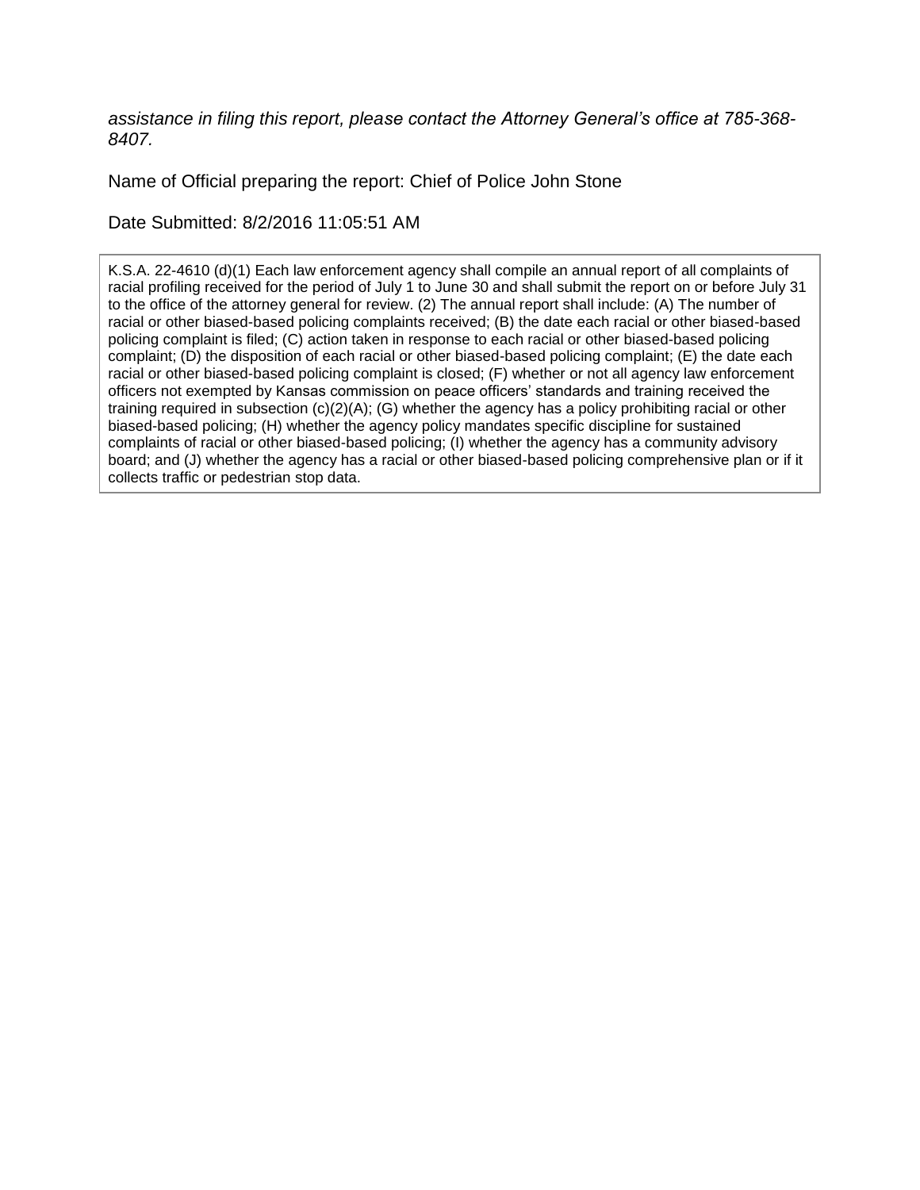*assistance in filing this report, please contact the Attorney General's office at 785-368-8407.*

Name of Official preparing the report: Chief of Police John Stone

Date Submitted: 8/2/2016 11:05:51 AM

K.S.A. 22-4610 (d)(1) Each law enforcement agency shall compile an annual report of all complaints of racial profiling received for the period of July 1 to June 30 and shall submit the report on or before July 31 to the office of the attorney general for review. (2) The annual report shall include: (A) The number of racial or other biased-based policing complaints received; (B) the date each racial or other biased-based policing complaint is filed; (C) action taken in response to each racial or other biased-based policing complaint; (D) the disposition of each racial or other biased-based policing complaint; (E) the date each racial or other biased-based policing complaint is closed; (F) whether or not all agency law enforcement officers not exempted by Kansas commission on peace officers' standards and training received the training required in subsection (c)(2)(A); (G) whether the agency has a policy prohibiting racial or other biased-based policing; (H) whether the agency policy mandates specific discipline for sustained complaints of racial or other biased-based policing; (I) whether the agency has a community advisory board; and (J) whether the agency has a racial or other biased-based policing comprehensive plan or if it collects traffic or pedestrian stop data.